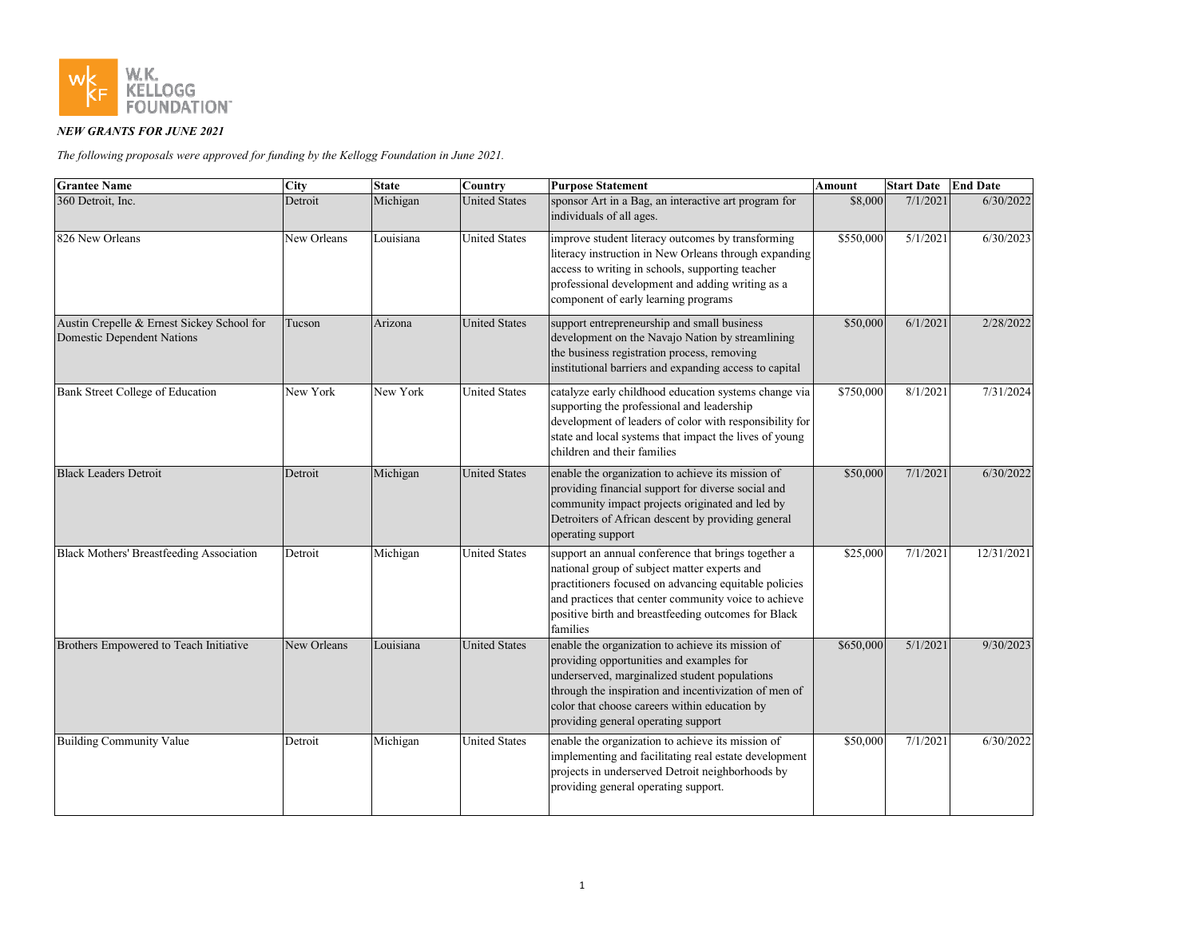*NEW GRANTS FOR JUNE 2021*

*The following proposals were approved for funding by the Kellogg Foundation in June 2021.*

| Grantee Name | City | State | Country | Purpose Statement | Amount | Start Date | End Date |
|---|---|---|---|---|---|---|---|
| 360 Detroit, Inc. | Detroit | Michigan | United States | sponsor Art in a Bag, an interactive art program for individuals of all ages. | $8,000 | 7/1/2021 | 6/30/2022 |
| 826 New Orleans | New Orleans | Louisiana | United States | improve student literacy outcomes by transforming literacy instruction in New Orleans through expanding access to writing in schools, supporting teacher professional development and adding writing as a component of early learning programs | $550,000 | 5/1/2021 | 6/30/2023 |
| Austin Crepelle & Ernest Sickey School for Domestic Dependent Nations | Tucson | Arizona | United States | support entrepreneurship and small business development on the Navajo Nation by streamlining the business registration process, removing institutional barriers and expanding access to capital | $50,000 | 6/1/2021 | 2/28/2022 |
| Bank Street College of Education | New York | New York | United States | catalyze early childhood education systems change via supporting the professional and leadership development of leaders of color with responsibility for state and local systems that impact the lives of young children and their families | $750,000 | 8/1/2021 | 7/31/2024 |
| Black Leaders Detroit | Detroit | Michigan | United States | enable the organization to achieve its mission of providing financial support for diverse social and community impact projects originated and led by Detroiters of African descent by providing general operating support | $50,000 | 7/1/2021 | 6/30/2022 |
| Black Mothers' Breastfeeding Association | Detroit | Michigan | United States | support an annual conference that brings together a national group of subject matter experts and practitioners focused on advancing equitable policies and practices that center community voice to achieve positive birth and breastfeeding outcomes for Black families | $25,000 | 7/1/2021 | 12/31/2021 |
| Brothers Empowered to Teach Initiative | New Orleans | Louisiana | United States | enable the organization to achieve its mission of providing opportunities and examples for underserved, marginalized student populations through the inspiration and incentivization of men of color that choose careers within education by providing general operating support | $650,000 | 5/1/2021 | 9/30/2023 |
| Building Community Value | Detroit | Michigan | United States | enable the organization to achieve its mission of implementing and facilitating real estate development projects in underserved Detroit neighborhoods by providing general operating support. | $50,000 | 7/1/2021 | 6/30/2022 |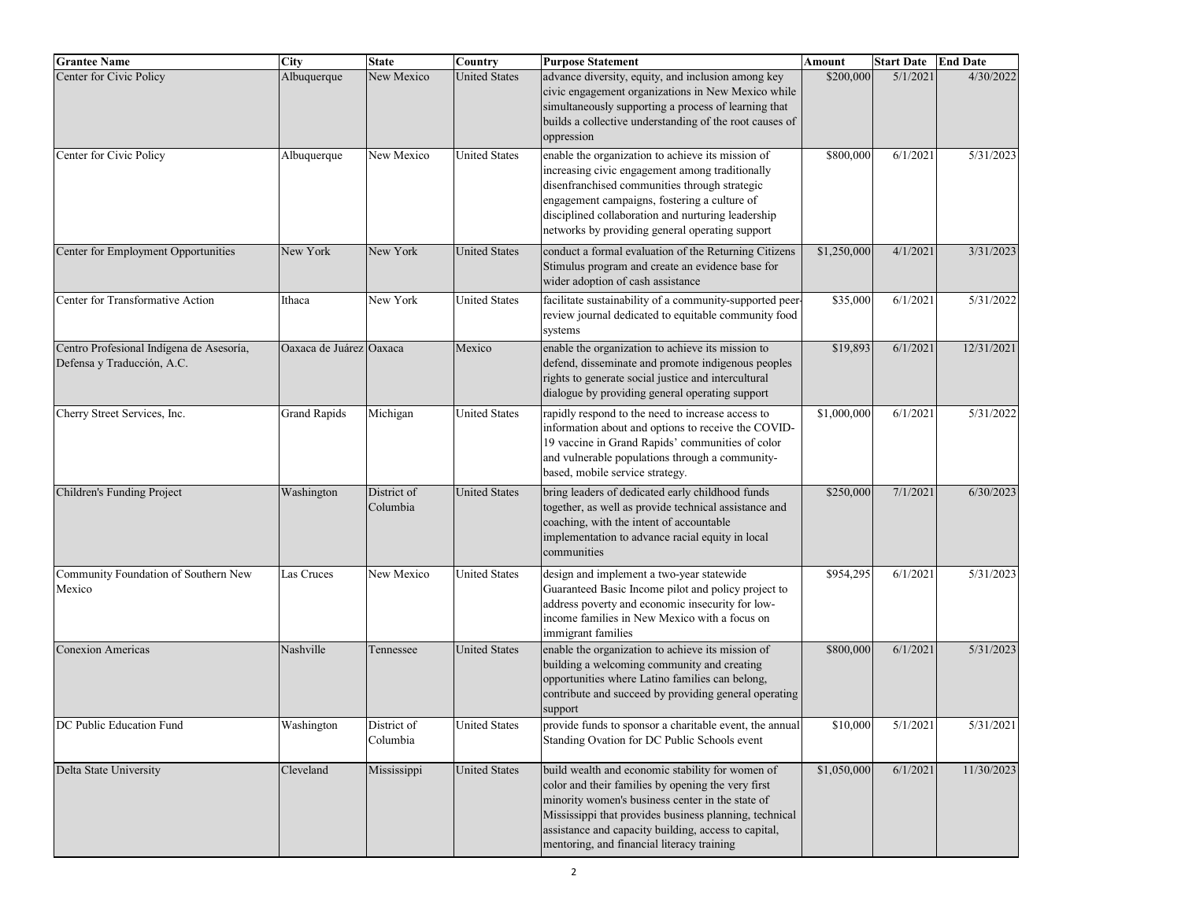| Grantee Name | City | State | Country | Purpose Statement | Amount | Start Date | End Date |
|---|---|---|---|---|---|---|---|
| Center for Civic Policy | Albuquerque | New Mexico | United States | advance diversity, equity, and inclusion among key civic engagement organizations in New Mexico while simultaneously supporting a process of learning that builds a collective understanding of the root causes of oppression | $200,000 | 5/1/2021 | 4/30/2022 |
| Center for Civic Policy | Albuquerque | New Mexico | United States | enable the organization to achieve its mission of increasing civic engagement among traditionally disenfranchised communities through strategic engagement campaigns, fostering a culture of disciplined collaboration and nurturing leadership networks by providing general operating support | $800,000 | 6/1/2021 | 5/31/2023 |
| Center for Employment Opportunities | New York | New York | United States | conduct a formal evaluation of the Returning Citizens Stimulus program and create an evidence base for wider adoption of cash assistance | $1,250,000 | 4/1/2021 | 3/31/2023 |
| Center for Transformative Action | Ithaca | New York | United States | facilitate sustainability of a community-supported peer-review journal dedicated to equitable community food systems | $35,000 | 6/1/2021 | 5/31/2022 |
| Centro Profesional Indígena de Asesoría, Defensa y Traducción, A.C. | Oaxaca de Juárez | Oaxaca | Mexico | enable the organization to achieve its mission to defend, disseminate and promote indigenous peoples rights to generate social justice and intercultural dialogue by providing general operating support | $19,893 | 6/1/2021 | 12/31/2021 |
| Cherry Street Services, Inc. | Grand Rapids | Michigan | United States | rapidly respond to the need to increase access to information about and options to receive the COVID-19 vaccine in Grand Rapids' communities of color and vulnerable populations through a community-based, mobile service strategy. | $1,000,000 | 6/1/2021 | 5/31/2022 |
| Children's Funding Project | Washington | District of Columbia | United States | bring leaders of dedicated early childhood funds together, as well as provide technical assistance and coaching, with the intent of accountable implementation to advance racial equity in local communities | $250,000 | 7/1/2021 | 6/30/2023 |
| Community Foundation of Southern New Mexico | Las Cruces | New Mexico | United States | design and implement a two-year statewide Guaranteed Basic Income pilot and policy project to address poverty and economic insecurity for low-income families in New Mexico with a focus on immigrant families | $954,295 | 6/1/2021 | 5/31/2023 |
| Conexion Americas | Nashville | Tennessee | United States | enable the organization to achieve its mission of building a welcoming community and creating opportunities where Latino families can belong, contribute and succeed by providing general operating support | $800,000 | 6/1/2021 | 5/31/2023 |
| DC Public Education Fund | Washington | District of Columbia | United States | provide funds to sponsor a charitable event, the annual Standing Ovation for DC Public Schools event | $10,000 | 5/1/2021 | 5/31/2021 |
| Delta State University | Cleveland | Mississippi | United States | build wealth and economic stability for women of color and their families by opening the very first minority women's business center in the state of Mississippi that provides business planning, technical assistance and capacity building, access to capital, mentoring, and financial literacy training | $1,050,000 | 6/1/2021 | 11/30/2023 |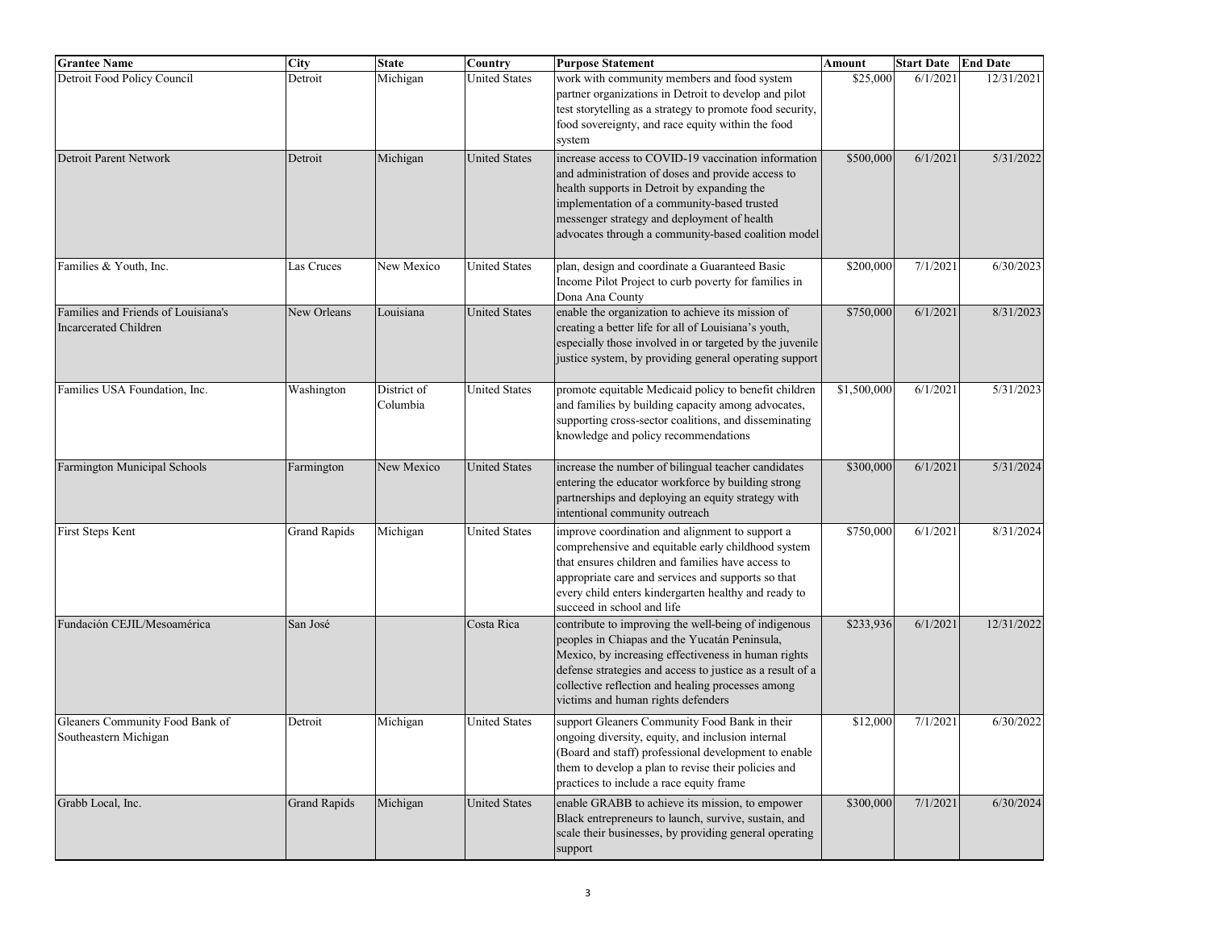| Grantee Name | City | State | Country | Purpose Statement | Amount | Start Date | End Date |
|---|---|---|---|---|---|---|---|
| Detroit Food Policy Council | Detroit | Michigan | United States | work with community members and food system partner organizations in Detroit to develop and pilot test storytelling as a strategy to promote food security, food sovereignty, and race equity within the food system | $25,000 | 6/1/2021 | 12/31/2021 |
| Detroit Parent Network | Detroit | Michigan | United States | increase access to COVID-19 vaccination information and administration of doses and provide access to health supports in Detroit by expanding the implementation of a community-based trusted messenger strategy and deployment of health advocates through a community-based coalition model | $500,000 | 6/1/2021 | 5/31/2022 |
| Families & Youth, Inc. | Las Cruces | New Mexico | United States | plan, design and coordinate a Guaranteed Basic Income Pilot Project to curb poverty for families in Dona Ana County | $200,000 | 7/1/2021 | 6/30/2023 |
| Families and Friends of Louisiana's Incarcerated Children | New Orleans | Louisiana | United States | enable the organization to achieve its mission of creating a better life for all of Louisiana's youth, especially those involved in or targeted by the juvenile justice system, by providing general operating support | $750,000 | 6/1/2021 | 8/31/2023 |
| Families USA Foundation, Inc. | Washington | District of Columbia | United States | promote equitable Medicaid policy to benefit children and families by building capacity among advocates, supporting cross-sector coalitions, and disseminating knowledge and policy recommendations | $1,500,000 | 6/1/2021 | 5/31/2023 |
| Farmington Municipal Schools | Farmington | New Mexico | United States | increase the number of bilingual teacher candidates entering the educator workforce by building strong partnerships and deploying an equity strategy with intentional community outreach | $300,000 | 6/1/2021 | 5/31/2024 |
| First Steps Kent | Grand Rapids | Michigan | United States | improve coordination and alignment to support a comprehensive and equitable early childhood system that ensures children and families have access to appropriate care and services and supports so that every child enters kindergarten healthy and ready to succeed in school and life | $750,000 | 6/1/2021 | 8/31/2024 |
| Fundación CEJIL/Mesoamérica | San José | | Costa Rica | contribute to improving the well-being of indigenous peoples in Chiapas and the Yucatán Peninsula, Mexico, by increasing effectiveness in human rights defense strategies and access to justice as a result of a collective reflection and healing processes among victims and human rights defenders | $233,936 | 6/1/2021 | 12/31/2022 |
| Gleaners Community Food Bank of Southeastern Michigan | Detroit | Michigan | United States | support Gleaners Community Food Bank in their ongoing diversity, equity, and inclusion internal (Board and staff) professional development to enable them to develop a plan to revise their policies and practices to include a race equity frame | $12,000 | 7/1/2021 | 6/30/2022 |
| Grabb Local, Inc. | Grand Rapids | Michigan | United States | enable GRABB to achieve its mission, to empower Black entrepreneurs to launch, survive, sustain, and scale their businesses, by providing general operating support | $300,000 | 7/1/2021 | 6/30/2024 |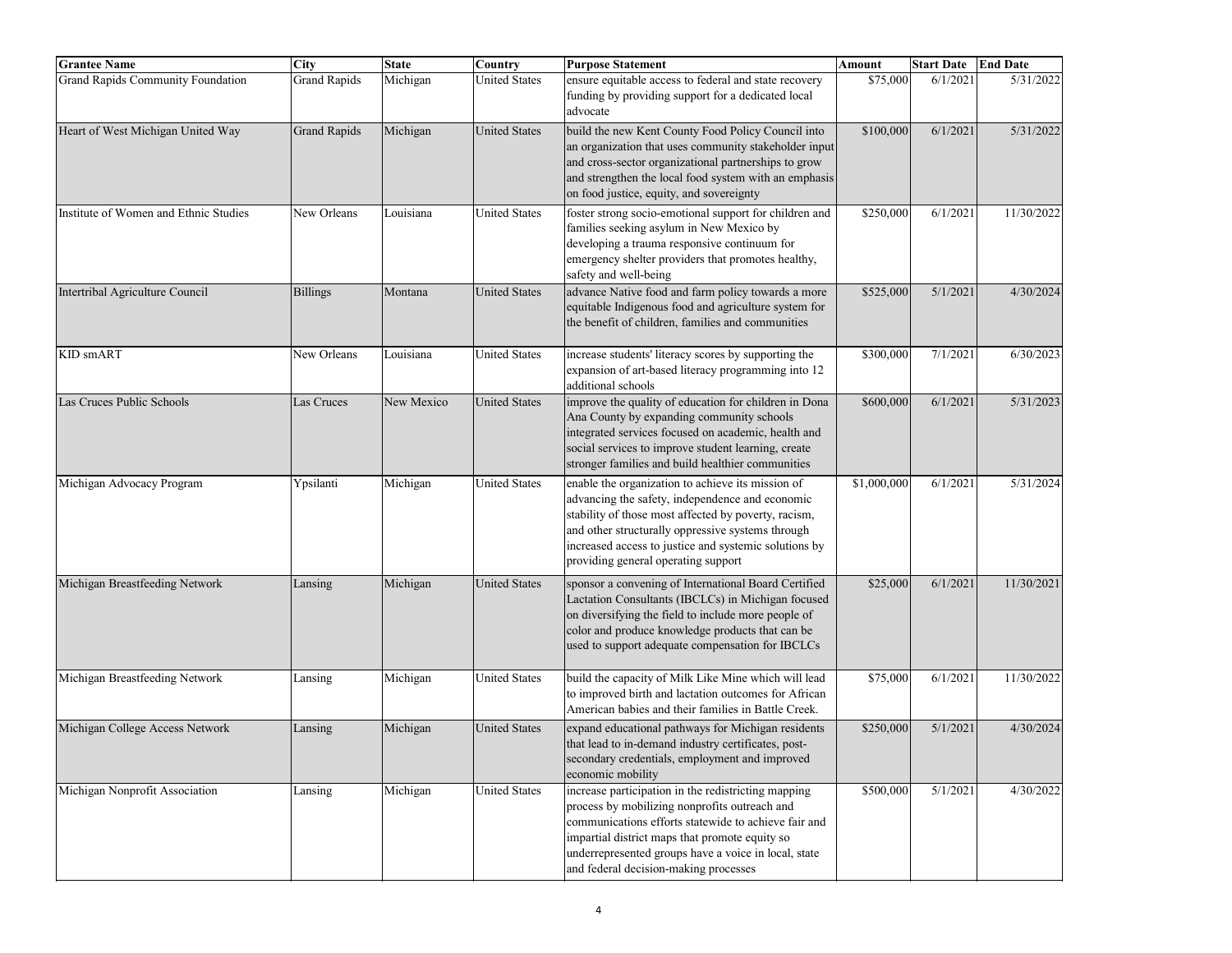| Grantee Name | City | State | Country | Purpose Statement | Amount | Start Date | End Date |
|---|---|---|---|---|---|---|---|
| Grand Rapids Community Foundation | Grand Rapids | Michigan | United States | ensure equitable access to federal and state recovery funding by providing support for a dedicated local advocate | $75,000 | 6/1/2021 | 5/31/2022 |
| Heart of West Michigan United Way | Grand Rapids | Michigan | United States | build the new Kent County Food Policy Council into an organization that uses community stakeholder input and cross-sector organizational partnerships to grow and strengthen the local food system with an emphasis on food justice, equity, and sovereignty | $100,000 | 6/1/2021 | 5/31/2022 |
| Institute of Women and Ethnic Studies | New Orleans | Louisiana | United States | foster strong socio-emotional support for children and families seeking asylum in New Mexico by developing a trauma responsive continuum for emergency shelter providers that promotes healthy, safety and well-being | $250,000 | 6/1/2021 | 11/30/2022 |
| Intertribal Agriculture Council | Billings | Montana | United States | advance Native food and farm policy towards a more equitable Indigenous food and agriculture system for the benefit of children, families and communities | $525,000 | 5/1/2021 | 4/30/2024 |
| KID smART | New Orleans | Louisiana | United States | increase students' literacy scores by supporting the expansion of art-based literacy programming into 12 additional schools | $300,000 | 7/1/2021 | 6/30/2023 |
| Las Cruces Public Schools | Las Cruces | New Mexico | United States | improve the quality of education for children in Dona Ana County by expanding community schools integrated services focused on academic, health and social services to improve student learning, create stronger families and build healthier communities | $600,000 | 6/1/2021 | 5/31/2023 |
| Michigan Advocacy Program | Ypsilanti | Michigan | United States | enable the organization to achieve its mission of advancing the safety, independence and economic stability of those most affected by poverty, racism, and other structurally oppressive systems through increased access to justice and systemic solutions by providing general operating support | $1,000,000 | 6/1/2021 | 5/31/2024 |
| Michigan Breastfeeding Network | Lansing | Michigan | United States | sponsor a convening of International Board Certified Lactation Consultants (IBCLCs) in Michigan focused on diversifying the field to include more people of color and produce knowledge products that can be used to support adequate compensation for IBCLCs | $25,000 | 6/1/2021 | 11/30/2021 |
| Michigan Breastfeeding Network | Lansing | Michigan | United States | build the capacity of Milk Like Mine which will lead to improved birth and lactation outcomes for African American babies and their families in Battle Creek. | $75,000 | 6/1/2021 | 11/30/2022 |
| Michigan College Access Network | Lansing | Michigan | United States | expand educational pathways for Michigan residents that lead to in-demand industry certificates, post-secondary credentials, employment and improved economic mobility | $250,000 | 5/1/2021 | 4/30/2024 |
| Michigan Nonprofit Association | Lansing | Michigan | United States | increase participation in the redistricting mapping process by mobilizing nonprofits outreach and communications efforts statewide to achieve fair and impartial district maps that promote equity so underrepresented groups have a voice in local, state and federal decision-making processes | $500,000 | 5/1/2021 | 4/30/2022 |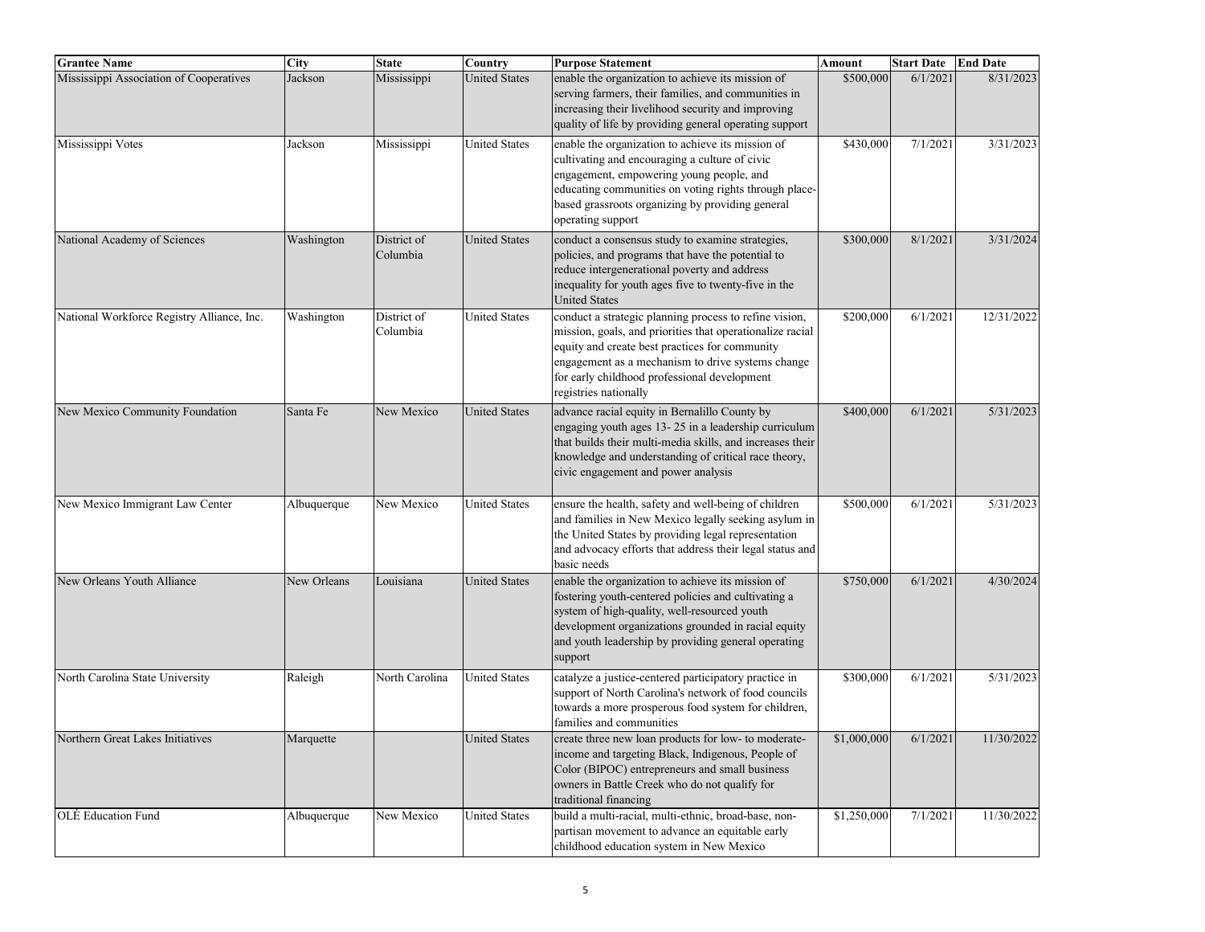| Grantee Name | City | State | Country | Purpose Statement | Amount | Start Date | End Date |
|---|---|---|---|---|---|---|---|
| Mississippi Association of Cooperatives | Jackson | Mississippi | United States | enable the organization to achieve its mission of serving farmers, their families, and communities in increasing their livelihood security and improving quality of life by providing general operating support | $500,000 | 6/1/2021 | 8/31/2023 |
| Mississippi Votes | Jackson | Mississippi | United States | enable the organization to achieve its mission of cultivating and encouraging a culture of civic engagement, empowering young people, and educating communities on voting rights through place-based grassroots organizing by providing general operating support | $430,000 | 7/1/2021 | 3/31/2023 |
| National Academy of Sciences | Washington | District of Columbia | United States | conduct a consensus study to examine strategies, policies, and programs that have the potential to reduce intergenerational poverty and address inequality for youth ages five to twenty-five in the United States | $300,000 | 8/1/2021 | 3/31/2024 |
| National Workforce Registry Alliance, Inc. | Washington | District of Columbia | United States | conduct a strategic planning process to refine vision, mission, goals, and priorities that operationalize racial equity and create best practices for community engagement as a mechanism to drive systems change for early childhood professional development registries nationally | $200,000 | 6/1/2021 | 12/31/2022 |
| New Mexico Community Foundation | Santa Fe | New Mexico | United States | advance racial equity in Bernalillo County by engaging youth ages 13- 25 in a leadership curriculum that builds their multi-media skills, and increases their knowledge and understanding of critical race theory, civic engagement and power analysis | $400,000 | 6/1/2021 | 5/31/2023 |
| New Mexico Immigrant Law Center | Albuquerque | New Mexico | United States | ensure the health, safety and well-being of children and families in New Mexico legally seeking asylum in the United States by providing legal representation and advocacy efforts that address their legal status and basic needs | $500,000 | 6/1/2021 | 5/31/2023 |
| New Orleans Youth Alliance | New Orleans | Louisiana | United States | enable the organization to achieve its mission of fostering youth-centered policies and cultivating a system of high-quality, well-resourced youth development organizations grounded in racial equity and youth leadership by providing general operating support | $750,000 | 6/1/2021 | 4/30/2024 |
| North Carolina State University | Raleigh | North Carolina | United States | catalyze a justice-centered participatory practice in support of North Carolina's network of food councils towards a more prosperous food system for children, families and communities | $300,000 | 6/1/2021 | 5/31/2023 |
| Northern Great Lakes Initiatives | Marquette | | United States | create three new loan products for low- to moderate-income and targeting Black, Indigenous, People of Color (BIPOC) entrepreneurs and small business owners in Battle Creek who do not qualify for traditional financing | $1,000,000 | 6/1/2021 | 11/30/2022 |
| OLÉ Education Fund | Albuquerque | New Mexico | United States | build a multi-racial, multi-ethnic, broad-base, non-partisan movement to advance an equitable early childhood education system in New Mexico | $1,250,000 | 7/1/2021 | 11/30/2022 |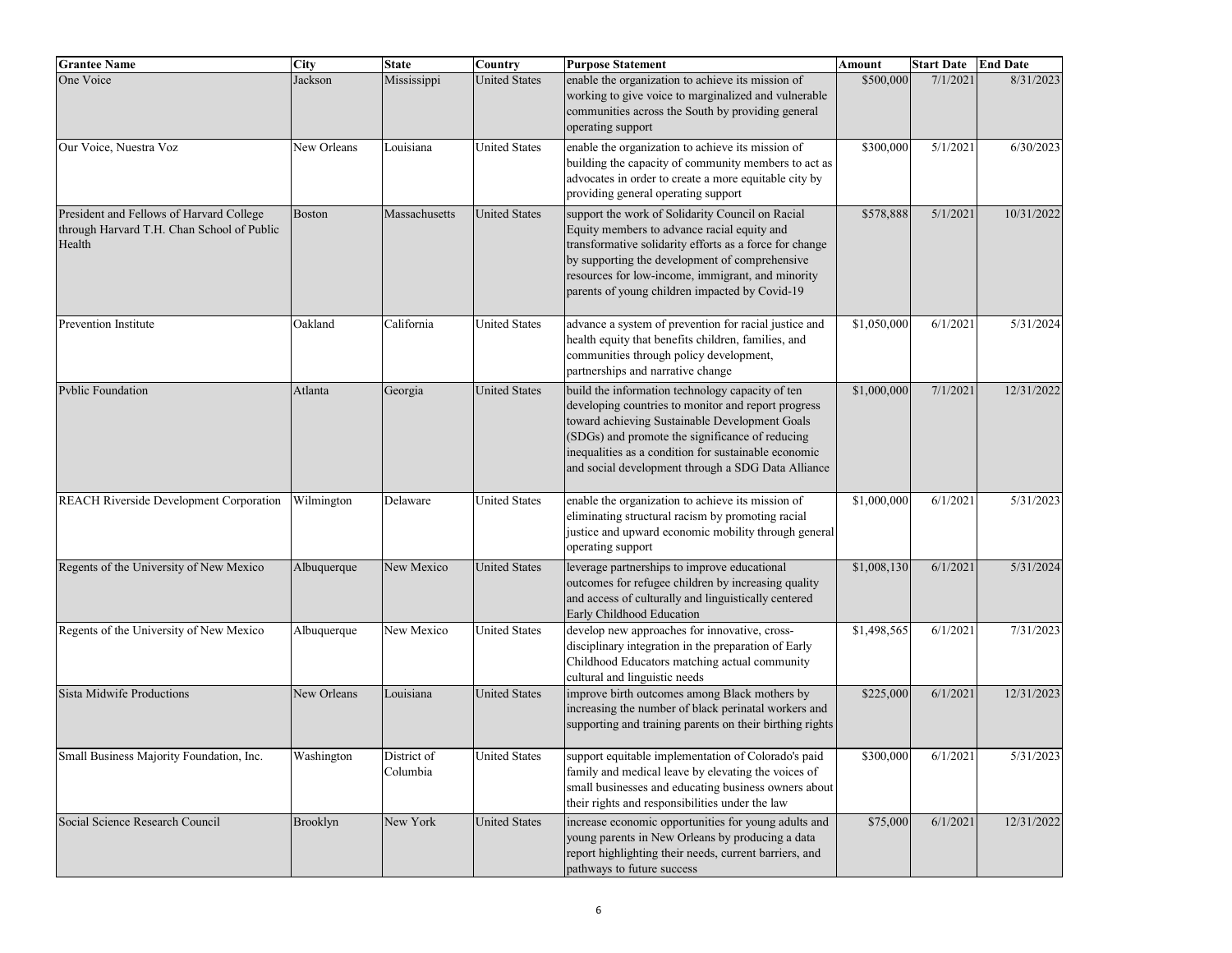| Grantee Name | City | State | Country | Purpose Statement | Amount | Start Date | End Date |
|---|---|---|---|---|---|---|---|
| One Voice | Jackson | Mississippi | United States | enable the organization to achieve its mission of working to give voice to marginalized and vulnerable communities across the South by providing general operating support | $500,000 | 7/1/2021 | 8/31/2023 |
| Our Voice, Nuestra Voz | New Orleans | Louisiana | United States | enable the organization to achieve its mission of building the capacity of community members to act as advocates in order to create a more equitable city by providing general operating support | $300,000 | 5/1/2021 | 6/30/2023 |
| President and Fellows of Harvard College through Harvard T.H. Chan School of Public Health | Boston | Massachusetts | United States | support the work of Solidarity Council on Racial Equity members to advance racial equity and transformative solidarity efforts as a force for change by supporting the development of comprehensive resources for low-income, immigrant, and minority parents of young children impacted by Covid-19 | $578,888 | 5/1/2021 | 10/31/2022 |
| Prevention Institute | Oakland | California | United States | advance a system of prevention for racial justice and health equity that benefits children, families, and communities through policy development, partnerships and narrative change | $1,050,000 | 6/1/2021 | 5/31/2024 |
| Pvblic Foundation | Atlanta | Georgia | United States | build the information technology capacity of ten developing countries to monitor and report progress toward achieving Sustainable Development Goals (SDGs) and promote the significance of reducing inequalities as a condition for sustainable economic and social development through a SDG Data Alliance | $1,000,000 | 7/1/2021 | 12/31/2022 |
| REACH Riverside Development Corporation | Wilmington | Delaware | United States | enable the organization to achieve its mission of eliminating structural racism by promoting racial justice and upward economic mobility through general operating support | $1,000,000 | 6/1/2021 | 5/31/2023 |
| Regents of the University of New Mexico | Albuquerque | New Mexico | United States | leverage partnerships to improve educational outcomes for refugee children by increasing quality and access of culturally and linguistically centered Early Childhood Education | $1,008,130 | 6/1/2021 | 5/31/2024 |
| Regents of the University of New Mexico | Albuquerque | New Mexico | United States | develop new approaches for innovative, cross-disciplinary integration in the preparation of Early Childhood Educators matching actual community cultural and linguistic needs | $1,498,565 | 6/1/2021 | 7/31/2023 |
| Sista Midwife Productions | New Orleans | Louisiana | United States | improve birth outcomes among Black mothers by increasing the number of black perinatal workers and supporting and training parents on their birthing rights | $225,000 | 6/1/2021 | 12/31/2023 |
| Small Business Majority Foundation, Inc. | Washington | District of Columbia | United States | support equitable implementation of Colorado's paid family and medical leave by elevating the voices of small businesses and educating business owners about their rights and responsibilities under the law | $300,000 | 6/1/2021 | 5/31/2023 |
| Social Science Research Council | Brooklyn | New York | United States | increase economic opportunities for young adults and young parents in New Orleans by producing a data report highlighting their needs, current barriers, and pathways to future success | $75,000 | 6/1/2021 | 12/31/2022 |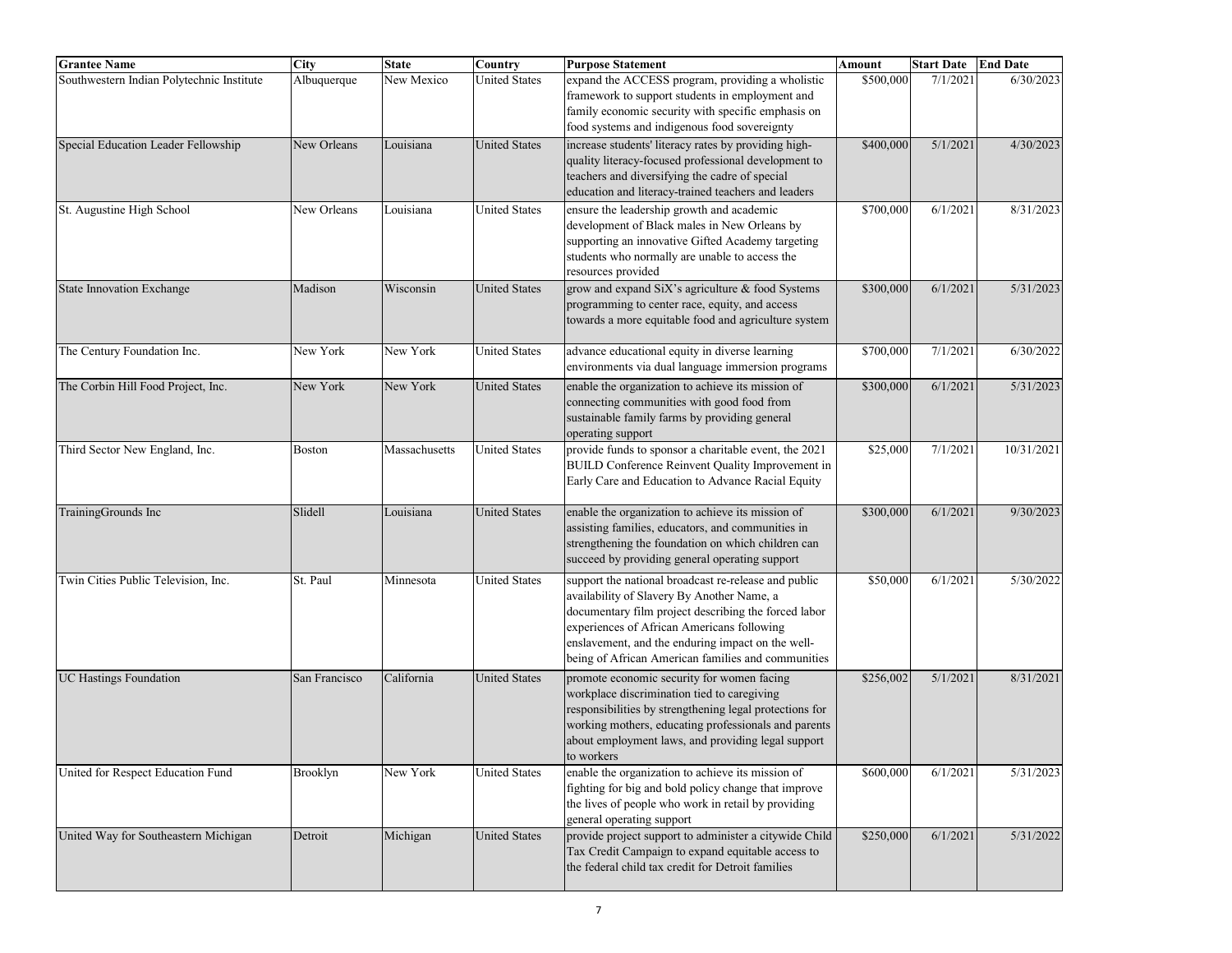| Grantee Name | City | State | Country | Purpose Statement | Amount | Start Date | End Date |
|---|---|---|---|---|---|---|---|
| Southwestern Indian Polytechnic Institute | Albuquerque | New Mexico | United States | expand the ACCESS program, providing a wholistic framework to support students in employment and family economic security with specific emphasis on food systems and indigenous food sovereignty | $500,000 | 7/1/2021 | 6/30/2023 |
| Special Education Leader Fellowship | New Orleans | Louisiana | United States | increase students' literacy rates by providing high-quality literacy-focused professional development to teachers and diversifying the cadre of special education and literacy-trained teachers and leaders | $400,000 | 5/1/2021 | 4/30/2023 |
| St. Augustine High School | New Orleans | Louisiana | United States | ensure the leadership growth and academic development of Black males in New Orleans by supporting an innovative Gifted Academy targeting students who normally are unable to access the resources provided | $700,000 | 6/1/2021 | 8/31/2023 |
| State Innovation Exchange | Madison | Wisconsin | United States | grow and expand SiX's agriculture & food Systems programming to center race, equity, and access towards a more equitable food and agriculture system | $300,000 | 6/1/2021 | 5/31/2023 |
| The Century Foundation Inc. | New York | New York | United States | advance educational equity in diverse learning environments via dual language immersion programs | $700,000 | 7/1/2021 | 6/30/2022 |
| The Corbin Hill Food Project, Inc. | New York | New York | United States | enable the organization to achieve its mission of connecting communities with good food from sustainable family farms by providing general operating support | $300,000 | 6/1/2021 | 5/31/2023 |
| Third Sector New England, Inc. | Boston | Massachusetts | United States | provide funds to sponsor a charitable event, the 2021 BUILD Conference Reinvent Quality Improvement in Early Care and Education to Advance Racial Equity | $25,000 | 7/1/2021 | 10/31/2021 |
| TrainingGrounds Inc | Slidell | Louisiana | United States | enable the organization to achieve its mission of assisting families, educators, and communities in strengthening the foundation on which children can succeed by providing general operating support | $300,000 | 6/1/2021 | 9/30/2023 |
| Twin Cities Public Television, Inc. | St. Paul | Minnesota | United States | support the national broadcast re-release and public availability of Slavery By Another Name, a documentary film project describing the forced labor experiences of African Americans following enslavement, and the enduring impact on the well-being of African American families and communities | $50,000 | 6/1/2021 | 5/30/2022 |
| UC Hastings Foundation | San Francisco | California | United States | promote economic security for women facing workplace discrimination tied to caregiving responsibilities by strengthening legal protections for working mothers, educating professionals and parents about employment laws, and providing legal support to workers | $256,002 | 5/1/2021 | 8/31/2021 |
| United for Respect Education Fund | Brooklyn | New York | United States | enable the organization to achieve its mission of fighting for big and bold policy change that improve the lives of people who work in retail by providing general operating support | $600,000 | 6/1/2021 | 5/31/2023 |
| United Way for Southeastern Michigan | Detroit | Michigan | United States | provide project support to administer a citywide Child Tax Credit Campaign to expand equitable access to the federal child tax credit for Detroit families | $250,000 | 6/1/2021 | 5/31/2022 |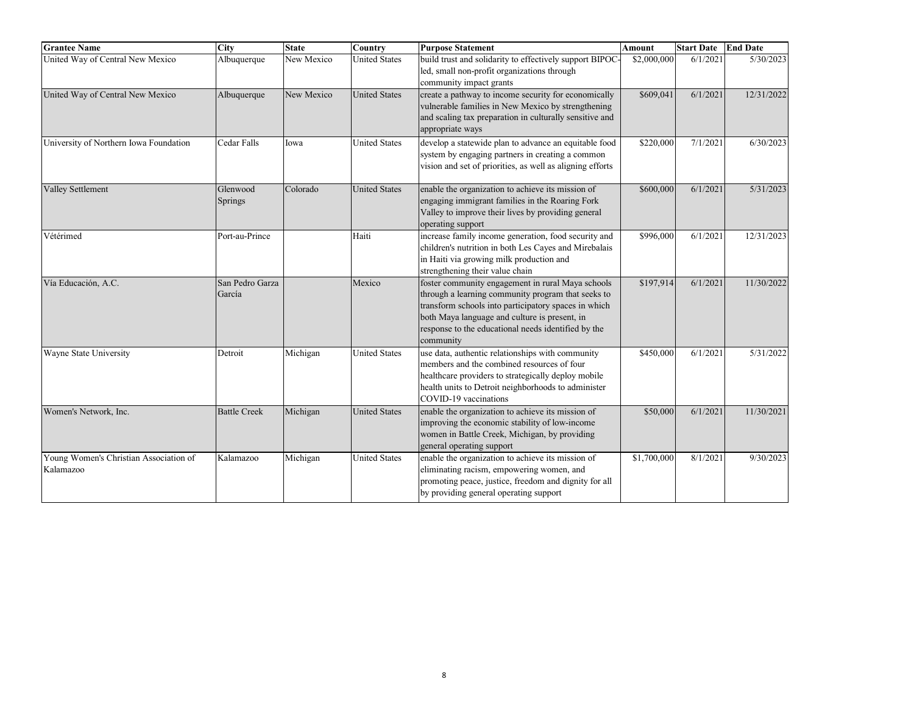| Grantee Name | City | State | Country | Purpose Statement | Amount | Start Date | End Date |
|---|---|---|---|---|---|---|---|
| United Way of Central New Mexico | Albuquerque | New Mexico | United States | build trust and solidarity to effectively support BIPOC-led, small non-profit organizations through community impact grants | $2,000,000 | 6/1/2021 | 5/30/2023 |
| United Way of Central New Mexico | Albuquerque | New Mexico | United States | create a pathway to income security for economically vulnerable families in New Mexico by strengthening and scaling tax preparation in culturally sensitive and appropriate ways | $609,041 | 6/1/2021 | 12/31/2022 |
| University of Northern Iowa Foundation | Cedar Falls | Iowa | United States | develop a statewide plan to advance an equitable food system by engaging partners in creating a common vision and set of priorities, as well as aligning efforts | $220,000 | 7/1/2021 | 6/30/2023 |
| Valley Settlement | Glenwood Springs | Colorado | United States | enable the organization to achieve its mission of engaging immigrant families in the Roaring Fork Valley to improve their lives by providing general operating support | $600,000 | 6/1/2021 | 5/31/2023 |
| Vétérimed | Port-au-Prince | | Haiti | increase family income generation, food security and children's nutrition in both Les Cayes and Mirebalais in Haiti via growing milk production and strengthening their value chain | $996,000 | 6/1/2021 | 12/31/2023 |
| Vía Educación, A.C. | San Pedro Garza García | | Mexico | foster community engagement in rural Maya schools through a learning community program that seeks to transform schools into participatory spaces in which both Maya language and culture is present, in response to the educational needs identified by the community | $197,914 | 6/1/2021 | 11/30/2022 |
| Wayne State University | Detroit | Michigan | United States | use data, authentic relationships with community members and the combined resources of four healthcare providers to strategically deploy mobile health units to Detroit neighborhoods to administer COVID-19 vaccinations | $450,000 | 6/1/2021 | 5/31/2022 |
| Women's Network, Inc. | Battle Creek | Michigan | United States | enable the organization to achieve its mission of improving the economic stability of low-income women in Battle Creek, Michigan, by providing general operating support | $50,000 | 6/1/2021 | 11/30/2021 |
| Young Women's Christian Association of Kalamazoo | Kalamazoo | Michigan | United States | enable the organization to achieve its mission of eliminating racism, empowering women, and promoting peace, justice, freedom and dignity for all by providing general operating support | $1,700,000 | 8/1/2021 | 9/30/2023 |